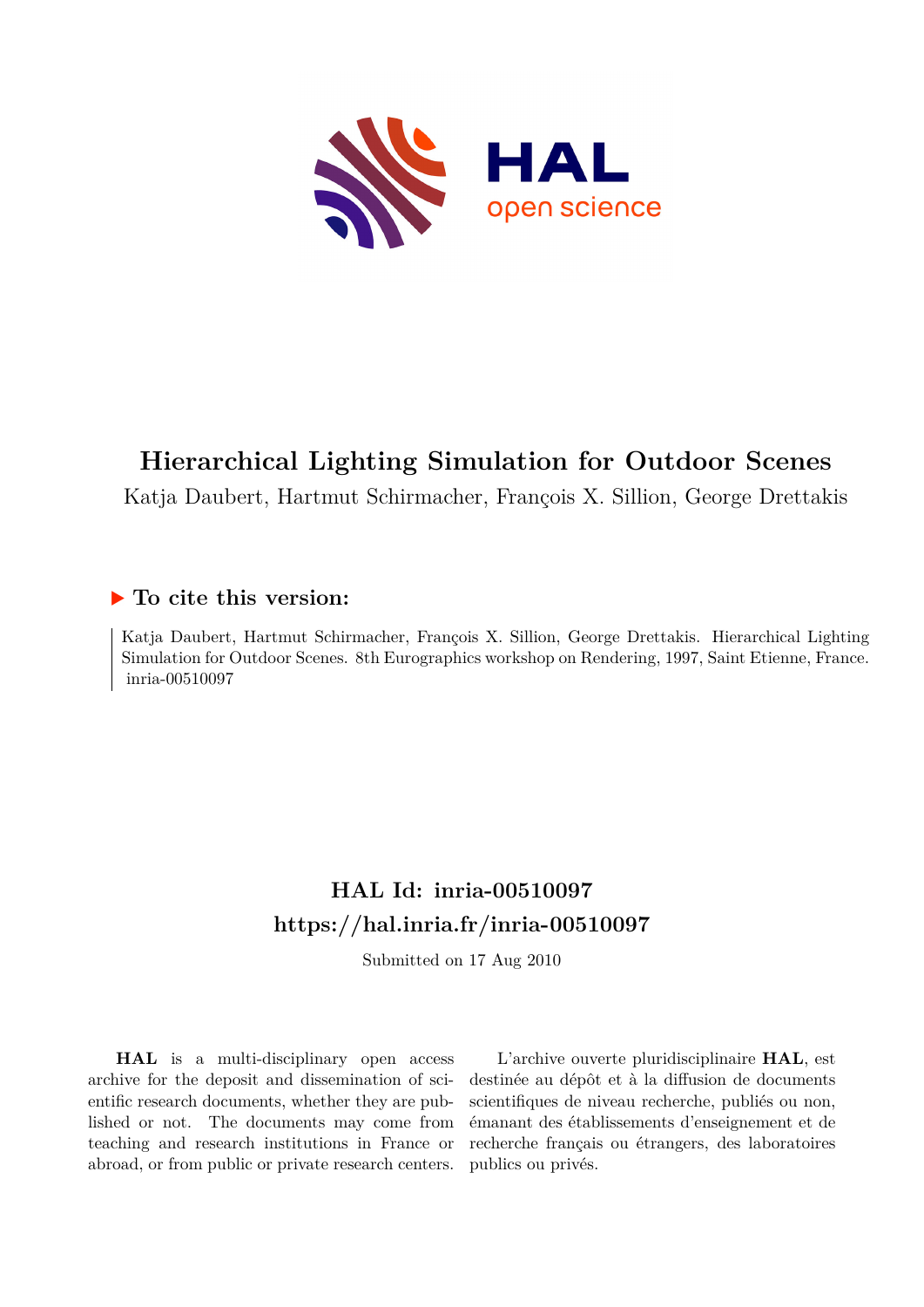# Hierarchical Lighting Simulation for Outdoor Scenes

Katja Daubert, Hartmut Schirmacher, François X. Sillion, George Drettakis

## ▶ To cite this version:

Katja Daubert, Hartmut Schirmacher, François X. Sillion, George Drettakis. Hierarchical Lighting Simulation for Outdoor Scenes. 8th Eurographics workshop on Rendering, 1997, Saint Etienne, France. inria-00510097

## HAL Id: inria-00510097
## https://hal.inria.fr/inria-00510097

Submitted on 17 Aug 2010

**HAL** is a multi-disciplinary open access archive for the deposit and dissemination of scientific research documents, whether they are published or not. The documents may come from teaching and research institutions in France or abroad, or from public or private research centers.

L'archive ouverte pluridisciplinaire **HAL**, est destinée au dépôt et à la diffusion de documents scientifiques de niveau recherche, publiés ou non, émanant des établissements d'enseignement et de recherche français ou étrangers, des laboratoires publics ou privés.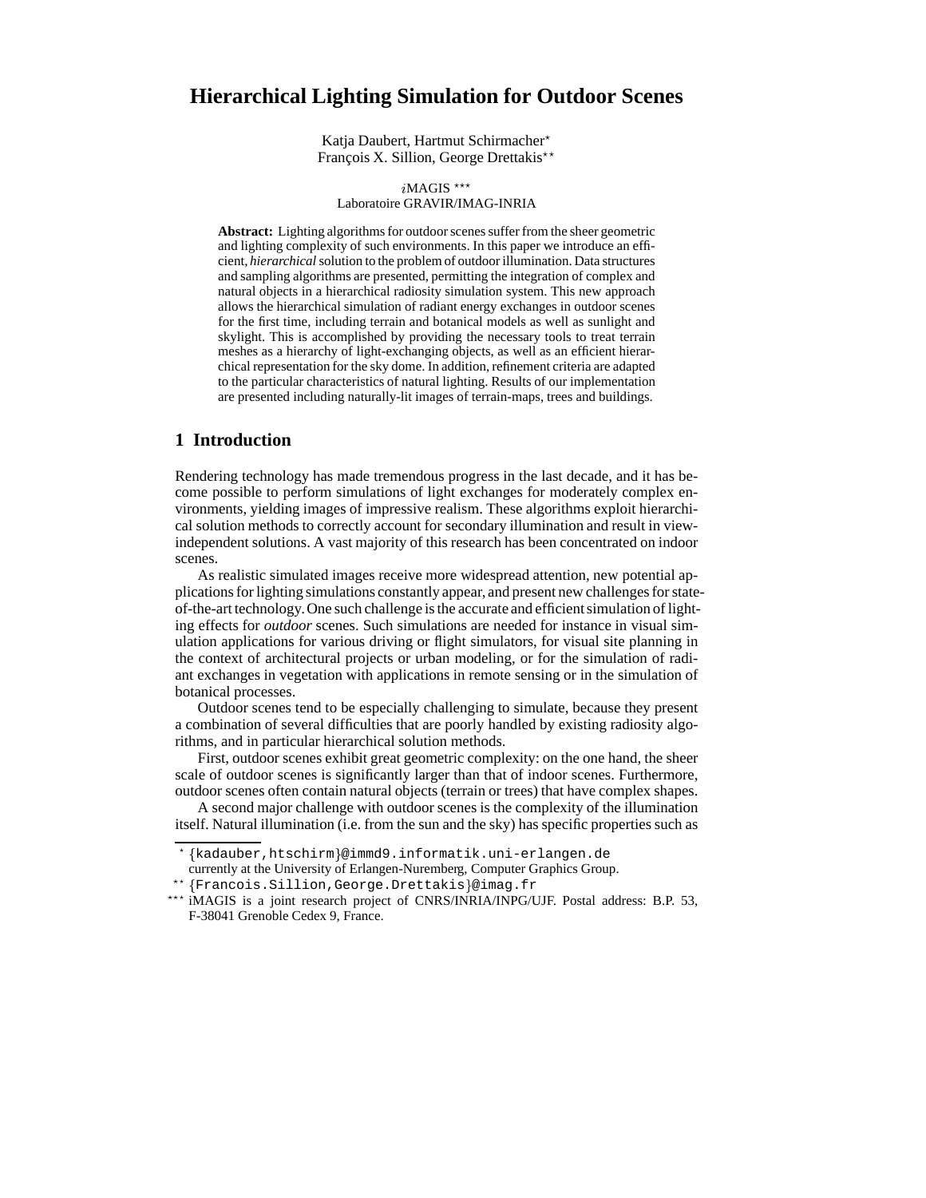# Hierarchical Lighting Simulation for Outdoor Scenes

Katja Daubert, Hartmut Schirmacher[*]
François X. Sillion, George Drettakis[**]

*i*MAGIS [***]
Laboratoire GRAVIR/IMAG-INRIA

**Abstract:** Lighting algorithms for outdoor scenes suffer from the sheer geometric and lighting complexity of such environments. In this paper we introduce an efficient, *hierarchical* solution to the problem of outdoor illumination. Data structures and sampling algorithms are presented, permitting the integration of complex and natural objects in a hierarchical radiosity simulation system. This new approach allows the hierarchical simulation of radiant energy exchanges in outdoor scenes for the first time, including terrain and botanical models as well as sunlight and skylight. This is accomplished by providing the necessary tools to treat terrain meshes as a hierarchy of light-exchanging objects, as well as an efficient hierarchical representation for the sky dome. In addition, refinement criteria are adapted to the particular characteristics of natural lighting. Results of our implementation are presented including naturally-lit images of terrain-maps, trees and buildings.

## 1 Introduction

Rendering technology has made tremendous progress in the last decade, and it has become possible to perform simulations of light exchanges for moderately complex environments, yielding images of impressive realism. These algorithms exploit hierarchical solution methods to correctly account for secondary illumination and result in view-independent solutions. A vast majority of this research has been concentrated on indoor scenes.

As realistic simulated images receive more widespread attention, new potential applications for lighting simulations constantly appear, and present new challenges for state-of-the-art technology. One such challenge is the accurate and efficient simulation of lighting effects for *outdoor* scenes. Such simulations are needed for instance in visual simulation applications for various driving or flight simulators, for visual site planning in the context of architectural projects or urban modeling, or for the simulation of radiant exchanges in vegetation with applications in remote sensing or in the simulation of botanical processes.

Outdoor scenes tend to be especially challenging to simulate, because they present a combination of several difficulties that are poorly handled by existing radiosity algorithms, and in particular hierarchical solution methods.

First, outdoor scenes exhibit great geometric complexity: on the one hand, the sheer scale of outdoor scenes is significantly larger than that of indoor scenes. Furthermore, outdoor scenes often contain natural objects (terrain or trees) that have complex shapes.

A second major challenge with outdoor scenes is the complexity of the illumination itself. Natural illumination (i.e. from the sun and the sky) has specific properties such as

---

[*] {kadauber,htschirm}@immd9.informatik.uni-erlangen.de
currently at the University of Erlangen-Nuremberg, Computer Graphics Group.

[**] {Francois.Sillion,George.Drettakis}@imag.fr

[***] iMAGIS is a joint research project of CNRS/INRIA/INPG/UJF. Postal address: B.P. 53, F-38041 Grenoble Cedex 9, France.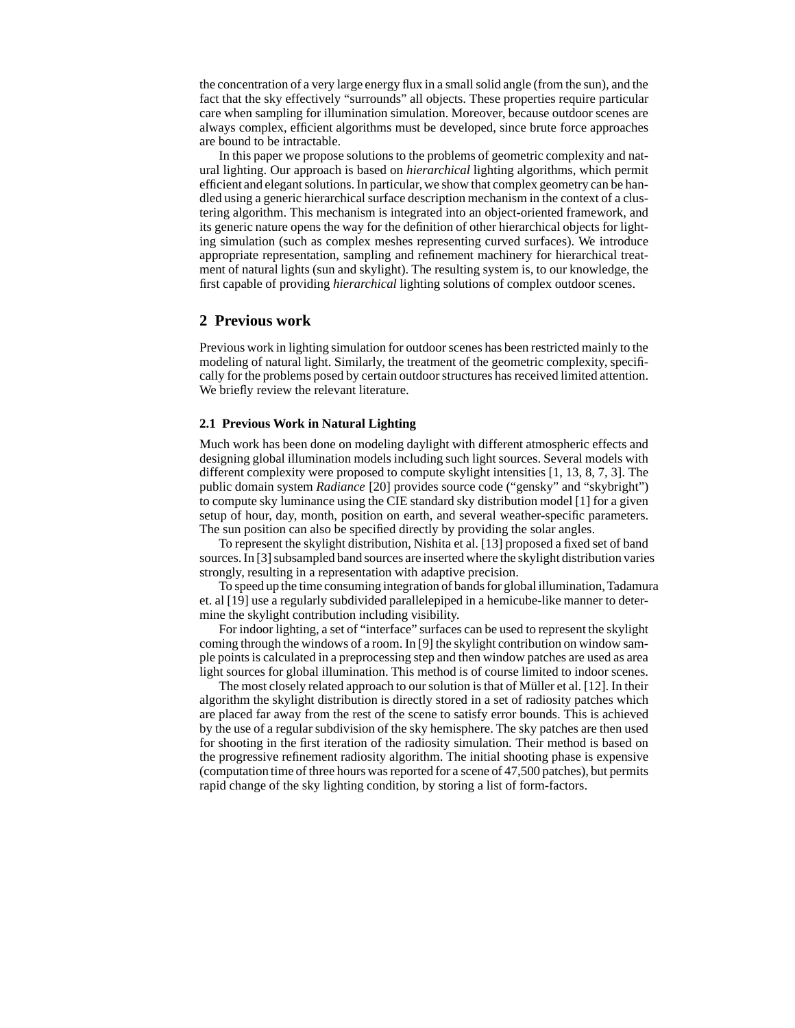the concentration of a very large energy flux in a small solid angle (from the sun), and the fact that the sky effectively "surrounds" all objects. These properties require particular care when sampling for illumination simulation. Moreover, because outdoor scenes are always complex, efficient algorithms must be developed, since brute force approaches are bound to be intractable.

In this paper we propose solutions to the problems of geometric complexity and natural lighting. Our approach is based on *hierarchical* lighting algorithms, which permit efficient and elegant solutions. In particular, we show that complex geometry can be handled using a generic hierarchical surface description mechanism in the context of a clustering algorithm. This mechanism is integrated into an object-oriented framework, and its generic nature opens the way for the definition of other hierarchical objects for lighting simulation (such as complex meshes representing curved surfaces). We introduce appropriate representation, sampling and refinement machinery for hierarchical treatment of natural lights (sun and skylight). The resulting system is, to our knowledge, the first capable of providing *hierarchical* lighting solutions of complex outdoor scenes.

## 2 Previous work

Previous work in lighting simulation for outdoor scenes has been restricted mainly to the modeling of natural light. Similarly, the treatment of the geometric complexity, specifically for the problems posed by certain outdoor structures has received limited attention. We briefly review the relevant literature.

### 2.1 Previous Work in Natural Lighting

Much work has been done on modeling daylight with different atmospheric effects and designing global illumination models including such light sources. Several models with different complexity were proposed to compute skylight intensities [1, 13, 8, 7, 3]. The public domain system *Radiance* [20] provides source code ("gensky" and "skybright") to compute sky luminance using the CIE standard sky distribution model [1] for a given setup of hour, day, month, position on earth, and several weather-specific parameters. The sun position can also be specified directly by providing the solar angles.

To represent the skylight distribution, Nishita et al. [13] proposed a fixed set of band sources. In [3] subsampled band sources are inserted where the skylight distribution varies strongly, resulting in a representation with adaptive precision.

To speed up the time consuming integration of bands for global illumination, Tadamura et. al [19] use a regularly subdivided parallelepiped in a hemicube-like manner to determine the skylight contribution including visibility.

For indoor lighting, a set of "interface" surfaces can be used to represent the skylight coming through the windows of a room. In [9] the skylight contribution on window sample points is calculated in a preprocessing step and then window patches are used as area light sources for global illumination. This method is of course limited to indoor scenes.

The most closely related approach to our solution is that of Müller et al. [12]. In their algorithm the skylight distribution is directly stored in a set of radiosity patches which are placed far away from the rest of the scene to satisfy error bounds. This is achieved by the use of a regular subdivision of the sky hemisphere. The sky patches are then used for shooting in the first iteration of the radiosity simulation. Their method is based on the progressive refinement radiosity algorithm. The initial shooting phase is expensive (computation time of three hours was reported for a scene of 47,500 patches), but permits rapid change of the sky lighting condition, by storing a list of form-factors.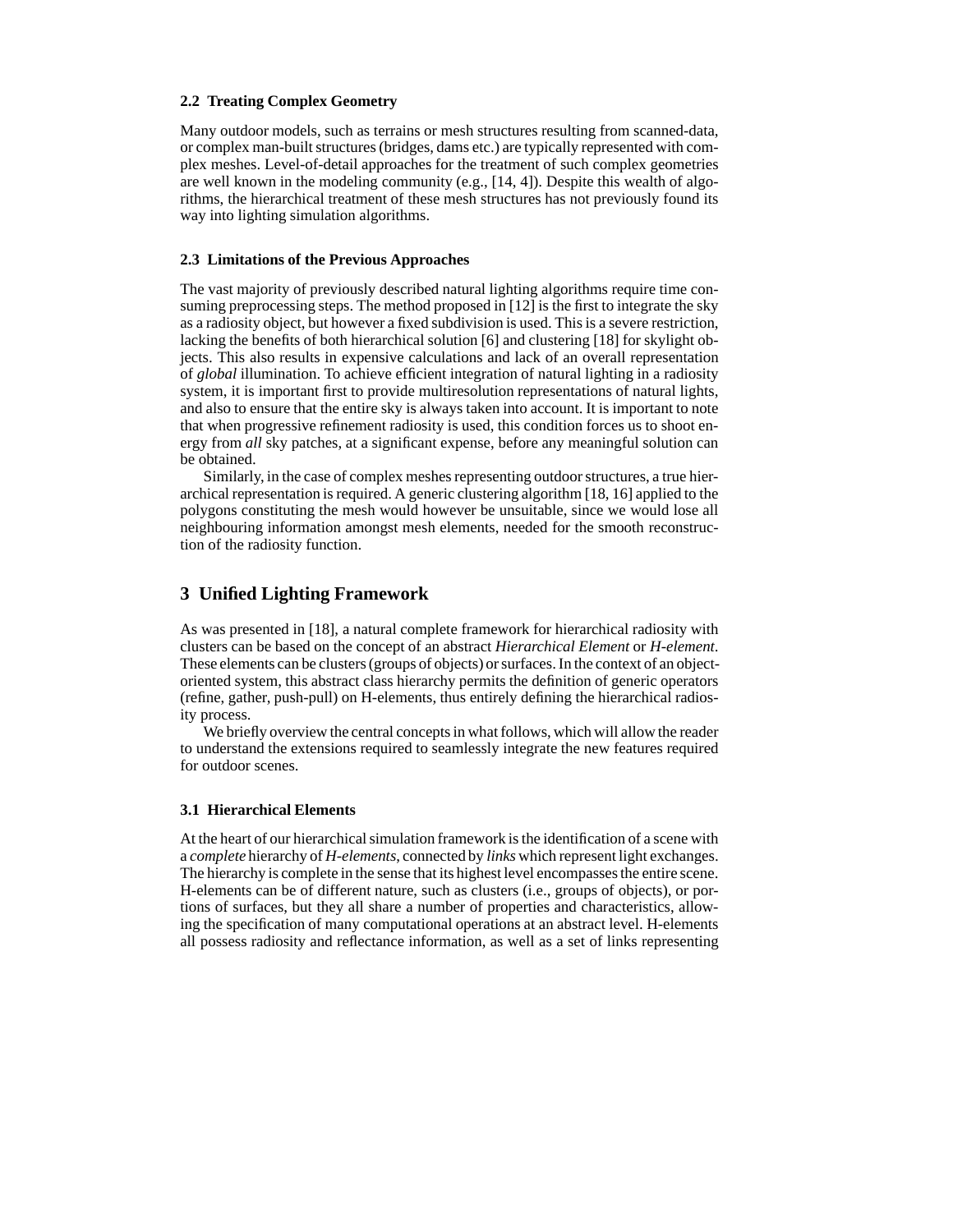### 2.2 Treating Complex Geometry

Many outdoor models, such as terrains or mesh structures resulting from scanned-data, or complex man-built structures (bridges, dams etc.) are typically represented with complex meshes. Level-of-detail approaches for the treatment of such complex geometries are well known in the modeling community (e.g., [14, 4]). Despite this wealth of algorithms, the hierarchical treatment of these mesh structures has not previously found its way into lighting simulation algorithms.

### 2.3 Limitations of the Previous Approaches

The vast majority of previously described natural lighting algorithms require time consuming preprocessing steps. The method proposed in [12] is the first to integrate the sky as a radiosity object, but however a fixed subdivision is used. This is a severe restriction, lacking the benefits of both hierarchical solution [6] and clustering [18] for skylight objects. This also results in expensive calculations and lack of an overall representation of *global* illumination. To achieve efficient integration of natural lighting in a radiosity system, it is important first to provide multiresolution representations of natural lights, and also to ensure that the entire sky is always taken into account. It is important to note that when progressive refinement radiosity is used, this condition forces us to shoot energy from *all* sky patches, at a significant expense, before any meaningful solution can be obtained.

Similarly, in the case of complex meshes representing outdoor structures, a true hierarchical representation is required. A generic clustering algorithm [18, 16] applied to the polygons constituting the mesh would however be unsuitable, since we would lose all neighbouring information amongst mesh elements, needed for the smooth reconstruction of the radiosity function.

## 3 Unified Lighting Framework

As was presented in [18], a natural complete framework for hierarchical radiosity with clusters can be based on the concept of an abstract *Hierarchical Element* or *H-element*. These elements can be clusters (groups of objects) or surfaces. In the context of an object-oriented system, this abstract class hierarchy permits the definition of generic operators (refine, gather, push-pull) on H-elements, thus entirely defining the hierarchical radiosity process.

We briefly overview the central concepts in what follows, which will allow the reader to understand the extensions required to seamlessly integrate the new features required for outdoor scenes.

### 3.1 Hierarchical Elements

At the heart of our hierarchical simulation framework is the identification of a scene with a *complete* hierarchy of *H-elements*, connected by *links* which represent light exchanges. The hierarchy is complete in the sense that its highest level encompasses the entire scene. H-elements can be of different nature, such as clusters (i.e., groups of objects), or portions of surfaces, but they all share a number of properties and characteristics, allowing the specification of many computational operations at an abstract level. H-elements all possess radiosity and reflectance information, as well as a set of links representing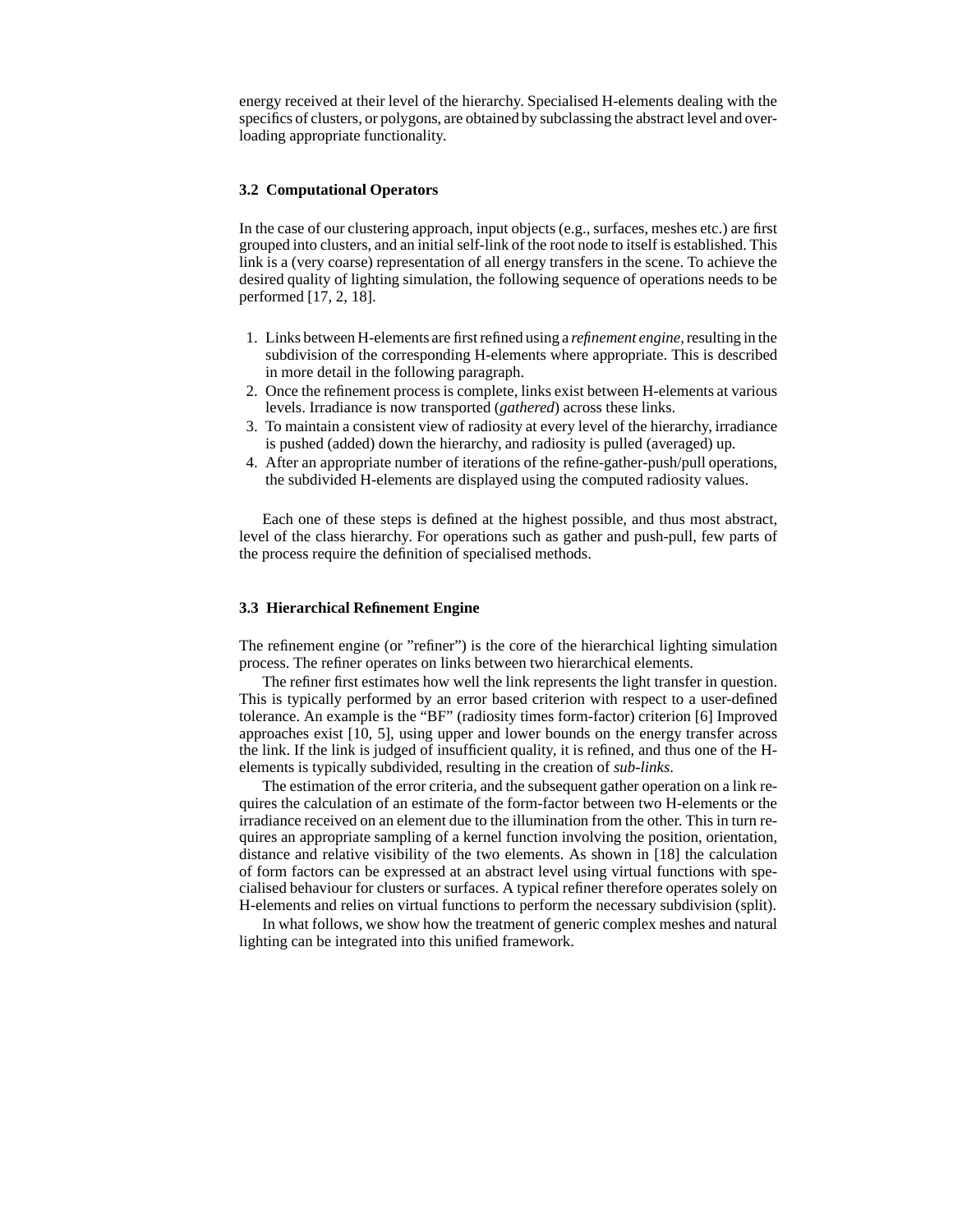energy received at their level of the hierarchy. Specialised H-elements dealing with the specifics of clusters, or polygons, are obtained by subclassing the abstract level and overloading appropriate functionality.

### 3.2 Computational Operators

In the case of our clustering approach, input objects (e.g., surfaces, meshes etc.) are first grouped into clusters, and an initial self-link of the root node to itself is established. This link is a (very coarse) representation of all energy transfers in the scene. To achieve the desired quality of lighting simulation, the following sequence of operations needs to be performed [17, 2, 18].

1. Links between H-elements are first refined using a *refinement engine*, resulting in the subdivision of the corresponding H-elements where appropriate. This is described in more detail in the following paragraph.
2. Once the refinement process is complete, links exist between H-elements at various levels. Irradiance is now transported (*gathered*) across these links.
3. To maintain a consistent view of radiosity at every level of the hierarchy, irradiance is pushed (added) down the hierarchy, and radiosity is pulled (averaged) up.
4. After an appropriate number of iterations of the refine-gather-push/pull operations, the subdivided H-elements are displayed using the computed radiosity values.

Each one of these steps is defined at the highest possible, and thus most abstract, level of the class hierarchy. For operations such as gather and push-pull, few parts of the process require the definition of specialised methods.

### 3.3 Hierarchical Refinement Engine

The refinement engine (or "refiner") is the core of the hierarchical lighting simulation process. The refiner operates on links between two hierarchical elements.

The refiner first estimates how well the link represents the light transfer in question. This is typically performed by an error based criterion with respect to a user-defined tolerance. An example is the "BF" (radiosity times form-factor) criterion [6] Improved approaches exist [10, 5], using upper and lower bounds on the energy transfer across the link. If the link is judged of insufficient quality, it is refined, and thus one of the H-elements is typically subdivided, resulting in the creation of *sub-links*.

The estimation of the error criteria, and the subsequent gather operation on a link requires the calculation of an estimate of the form-factor between two H-elements or the irradiance received on an element due to the illumination from the other. This in turn requires an appropriate sampling of a kernel function involving the position, orientation, distance and relative visibility of the two elements. As shown in [18] the calculation of form factors can be expressed at an abstract level using virtual functions with specialised behaviour for clusters or surfaces. A typical refiner therefore operates solely on H-elements and relies on virtual functions to perform the necessary subdivision (split).

In what follows, we show how the treatment of generic complex meshes and natural lighting can be integrated into this unified framework.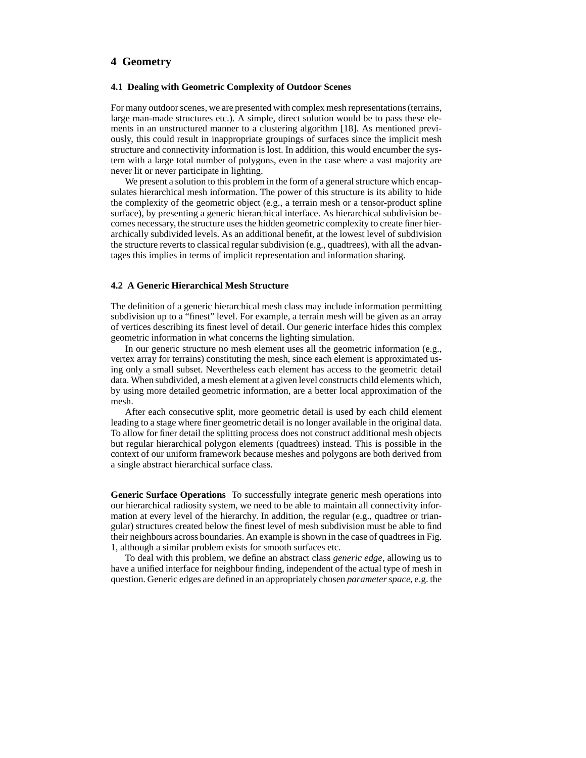# 4 Geometry

## 4.1 Dealing with Geometric Complexity of Outdoor Scenes

For many outdoor scenes, we are presented with complex mesh representations (terrains, large man-made structures etc.). A simple, direct solution would be to pass these elements in an unstructured manner to a clustering algorithm [18]. As mentioned previously, this could result in inappropriate groupings of surfaces since the implicit mesh structure and connectivity information is lost. In addition, this would encumber the system with a large total number of polygons, even in the case where a vast majority are never lit or never participate in lighting.

We present a solution to this problem in the form of a general structure which encapsulates hierarchical mesh information. The power of this structure is its ability to hide the complexity of the geometric object (e.g., a terrain mesh or a tensor-product spline surface), by presenting a generic hierarchical interface. As hierarchical subdivision becomes necessary, the structure uses the hidden geometric complexity to create finer hierarchically subdivided levels. As an additional benefit, at the lowest level of subdivision the structure reverts to classical regular subdivision (e.g., quadtrees), with all the advantages this implies in terms of implicit representation and information sharing.

## 4.2 A Generic Hierarchical Mesh Structure

The definition of a generic hierarchical mesh class may include information permitting subdivision up to a "finest" level. For example, a terrain mesh will be given as an array of vertices describing its finest level of detail. Our generic interface hides this complex geometric information in what concerns the lighting simulation.

In our generic structure no mesh element uses all the geometric information (e.g., vertex array for terrains) constituting the mesh, since each element is approximated using only a small subset. Nevertheless each element has access to the geometric detail data. When subdivided, a mesh element at a given level constructs child elements which, by using more detailed geometric information, are a better local approximation of the mesh.

After each consecutive split, more geometric detail is used by each child element leading to a stage where finer geometric detail is no longer available in the original data. To allow for finer detail the splitting process does not construct additional mesh objects but regular hierarchical polygon elements (quadtrees) instead. This is possible in the context of our uniform framework because meshes and polygons are both derived from a single abstract hierarchical surface class.

**Generic Surface Operations** To successfully integrate generic mesh operations into our hierarchical radiosity system, we need to be able to maintain all connectivity information at every level of the hierarchy. In addition, the regular (e.g., quadtree or triangular) structures created below the finest level of mesh subdivision must be able to find their neighbours across boundaries. An example is shown in the case of quadtrees in Fig. 1, although a similar problem exists for smooth surfaces etc.

To deal with this problem, we define an abstract class *generic edge*, allowing us to have a unified interface for neighbour finding, independent of the actual type of mesh in question. Generic edges are defined in an appropriately chosen *parameter space*, e.g. the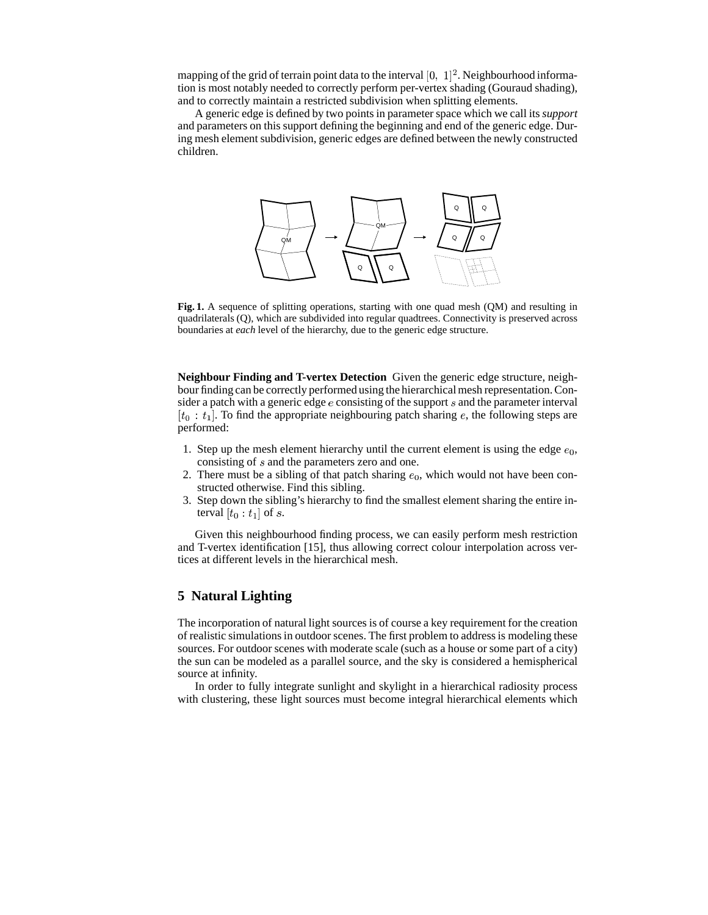mapping of the grid of terrain point data to the interval $[0,\ 1]^2$. Neighbourhood information is most notably needed to correctly perform per-vertex shading (Gouraud shading), and to correctly maintain a restricted subdivision when splitting elements.

A generic edge is defined by two points in parameter space which we call its *support* and parameters on this support defining the beginning and end of the generic edge. During mesh element subdivision, generic edges are defined between the newly constructed children.

**Fig. 1.** A sequence of splitting operations, starting with one quad mesh (QM) and resulting in quadrilaterals (Q), which are subdivided into regular quadtrees. Connectivity is preserved across boundaries at *each* level of the hierarchy, due to the generic edge structure.

**Neighbour Finding and T-vertex Detection** Given the generic edge structure, neighbour finding can be correctly performed using the hierarchical mesh representation. Consider a patch with a generic edge $e$ consisting of the support $s$ and the parameter interval $[t_0 : t_1]$. To find the appropriate neighbouring patch sharing $e$, the following steps are performed:

1. Step up the mesh element hierarchy until the current element is using the edge $e_0$, consisting of $s$ and the parameters zero and one.
2. There must be a sibling of that patch sharing $e_0$, which would not have been constructed otherwise. Find this sibling.
3. Step down the sibling's hierarchy to find the smallest element sharing the entire interval $[t_0 : t_1]$ of $s$.

Given this neighbourhood finding process, we can easily perform mesh restriction and T-vertex identification [15], thus allowing correct colour interpolation across vertices at different levels in the hierarchical mesh.

## 5 Natural Lighting

The incorporation of natural light sources is of course a key requirement for the creation of realistic simulations in outdoor scenes. The first problem to address is modeling these sources. For outdoor scenes with moderate scale (such as a house or some part of a city) the sun can be modeled as a parallel source, and the sky is considered a hemispherical source at infinity.

In order to fully integrate sunlight and skylight in a hierarchical radiosity process with clustering, these light sources must become integral hierarchical elements which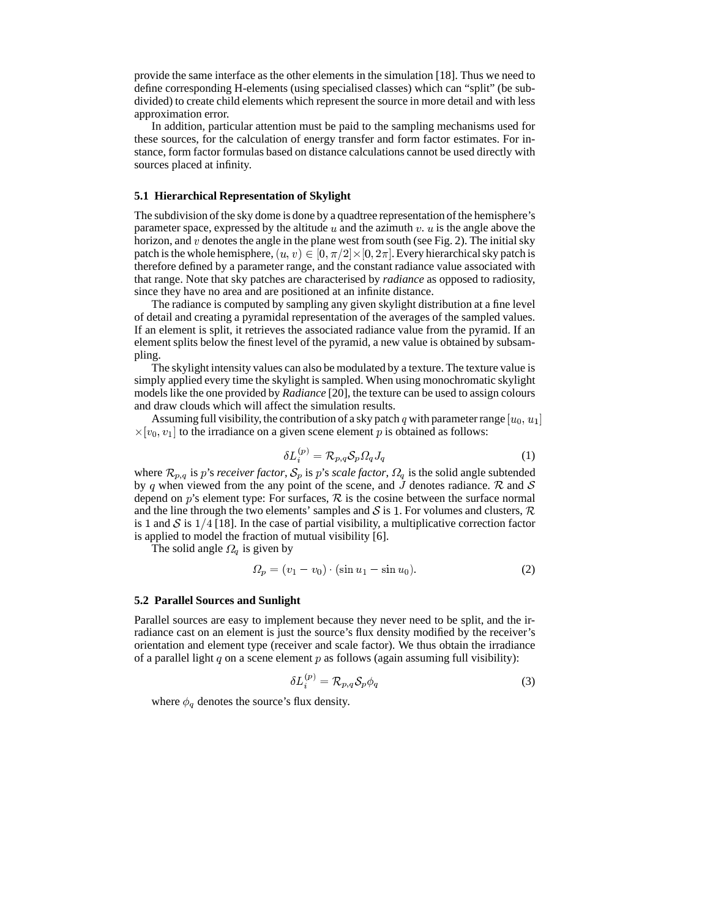provide the same interface as the other elements in the simulation [18]. Thus we need to define corresponding H-elements (using specialised classes) which can "split" (be subdivided) to create child elements which represent the source in more detail and with less approximation error.

In addition, particular attention must be paid to the sampling mechanisms used for these sources, for the calculation of energy transfer and form factor estimates. For instance, form factor formulas based on distance calculations cannot be used directly with sources placed at infinity.

### 5.1 Hierarchical Representation of Skylight

The subdivision of the sky dome is done by a quadtree representation of the hemisphere's parameter space, expressed by the altitude $u$ and the azimuth $v$. $u$ is the angle above the horizon, and $v$ denotes the angle in the plane west from south (see Fig. 2). The initial sky patch is the whole hemisphere, $(u, v) \in [0, \pi/2] \times [0, 2\pi]$. Every hierarchical sky patch is therefore defined by a parameter range, and the constant radiance value associated with that range. Note that sky patches are characterised by *radiance* as opposed to radiosity, since they have no area and are positioned at an infinite distance.

The radiance is computed by sampling any given skylight distribution at a fine level of detail and creating a pyramidal representation of the averages of the sampled values. If an element is split, it retrieves the associated radiance value from the pyramid. If an element splits below the finest level of the pyramid, a new value is obtained by subsampling.

The skylight intensity values can also be modulated by a texture. The texture value is simply applied every time the skylight is sampled. When using monochromatic skylight models like the one provided by *Radiance* [20], the texture can be used to assign colours and draw clouds which will affect the simulation results.

Assuming full visibility, the contribution of a sky patch $q$ with parameter range $[u_0, u_1] \times [v_0, v_1]$ to the irradiance on a given scene element $p$ is obtained as follows:

$$\delta L_i^{(p)} = \mathcal{R}_{p,q} \mathcal{S}_p \Omega_q J_q \tag{1}$$

where $\mathcal{R}_{p,q}$ is $p$'s *receiver factor*, $\mathcal{S}_p$ is $p$'s *scale factor*, $\Omega_q$ is the solid angle subtended by $q$ when viewed from the any point of the scene, and $J$ denotes radiance. $\mathcal{R}$ and $\mathcal{S}$ depend on $p$'s element type: For surfaces, $\mathcal{R}$ is the cosine between the surface normal and the line through the two elements' samples and $\mathcal{S}$ is $1$. For volumes and clusters, $\mathcal{R}$ is 1 and $\mathcal{S}$ is $1/4$ [18]. In the case of partial visibility, a multiplicative correction factor is applied to model the fraction of mutual visibility [6].

The solid angle $\Omega_q$ is given by

$$\Omega_p = (v_1 - v_0) \cdot (\sin u_1 - \sin u_0). \tag{2}$$

### 5.2 Parallel Sources and Sunlight

Parallel sources are easy to implement because they never need to be split, and the irradiance cast on an element is just the source's flux density modified by the receiver's orientation and element type (receiver and scale factor). We thus obtain the irradiance of a parallel light $q$ on a scene element $p$ as follows (again assuming full visibility):

$$\delta L_i^{(p)} = \mathcal{R}_{p,q} \mathcal{S}_p \phi_q \tag{3}$$

where $\phi_q$ denotes the source's flux density.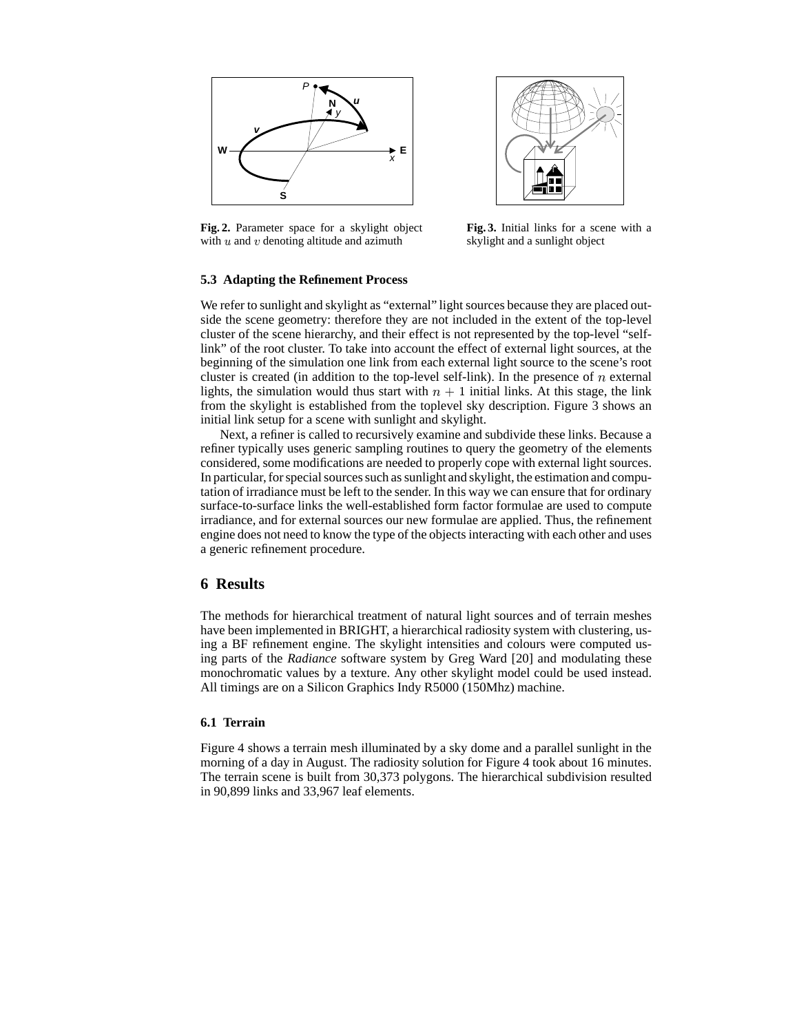**Fig. 2.** Parameter space for a skylight object with $u$ and $v$ denoting altitude and azimuth

**Fig. 3.** Initial links for a scene with a skylight and a sunlight object

### 5.3 Adapting the Refinement Process

We refer to sunlight and skylight as "external" light sources because they are placed outside the scene geometry: therefore they are not included in the extent of the top-level cluster of the scene hierarchy, and their effect is not represented by the top-level "self-link" of the root cluster. To take into account the effect of external light sources, at the beginning of the simulation one link from each external light source to the scene's root cluster is created (in addition to the top-level self-link). In the presence of $n$ external lights, the simulation would thus start with $n + 1$ initial links. At this stage, the link from the skylight is established from the toplevel sky description. Figure 3 shows an initial link setup for a scene with sunlight and skylight.

Next, a refiner is called to recursively examine and subdivide these links. Because a refiner typically uses generic sampling routines to query the geometry of the elements considered, some modifications are needed to properly cope with external light sources. In particular, for special sources such as sunlight and skylight, the estimation and computation of irradiance must be left to the sender. In this way we can ensure that for ordinary surface-to-surface links the well-established form factor formulae are used to compute irradiance, and for external sources our new formulae are applied. Thus, the refinement engine does not need to know the type of the objects interacting with each other and uses a generic refinement procedure.

## 6 Results

The methods for hierarchical treatment of natural light sources and of terrain meshes have been implemented in BRIGHT, a hierarchical radiosity system with clustering, using a BF refinement engine. The skylight intensities and colours were computed using parts of the *Radiance* software system by Greg Ward [20] and modulating these monochromatic values by a texture. Any other skylight model could be used instead. All timings are on a Silicon Graphics Indy R5000 (150Mhz) machine.

### 6.1 Terrain

Figure 4 shows a terrain mesh illuminated by a sky dome and a parallel sunlight in the morning of a day in August. The radiosity solution for Figure 4 took about 16 minutes. The terrain scene is built from 30,373 polygons. The hierarchical subdivision resulted in 90,899 links and 33,967 leaf elements.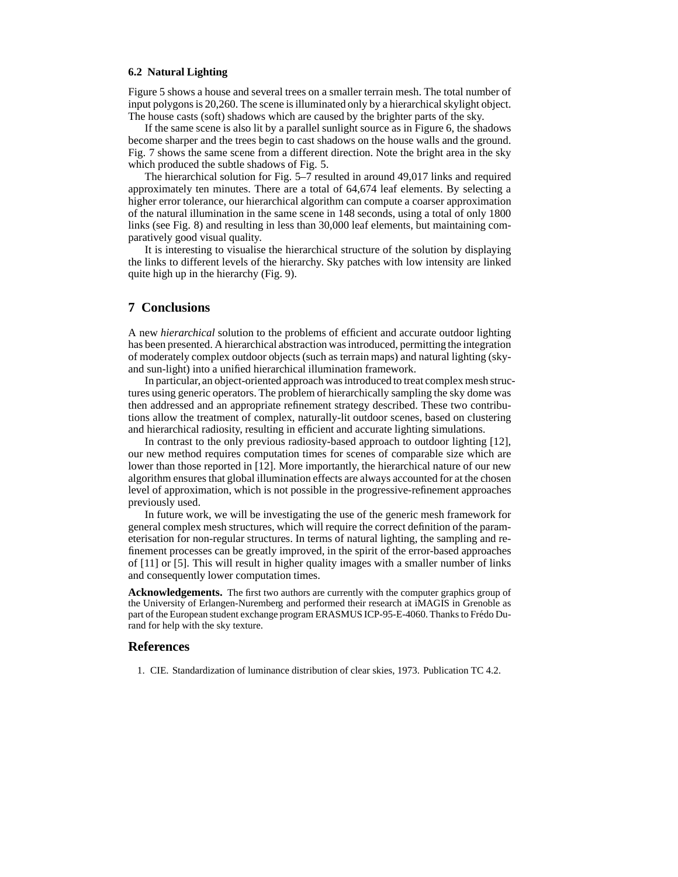### 6.2 Natural Lighting

Figure 5 shows a house and several trees on a smaller terrain mesh. The total number of input polygons is 20,260. The scene is illuminated only by a hierarchical skylight object. The house casts (soft) shadows which are caused by the brighter parts of the sky.

If the same scene is also lit by a parallel sunlight source as in Figure 6, the shadows become sharper and the trees begin to cast shadows on the house walls and the ground. Fig. 7 shows the same scene from a different direction. Note the bright area in the sky which produced the subtle shadows of Fig. 5.

The hierarchical solution for Fig. 5–7 resulted in around 49,017 links and required approximately ten minutes. There are a total of 64,674 leaf elements. By selecting a higher error tolerance, our hierarchical algorithm can compute a coarser approximation of the natural illumination in the same scene in 148 seconds, using a total of only 1800 links (see Fig. 8) and resulting in less than 30,000 leaf elements, but maintaining comparatively good visual quality.

It is interesting to visualise the hierarchical structure of the solution by displaying the links to different levels of the hierarchy. Sky patches with low intensity are linked quite high up in the hierarchy (Fig. 9).

## 7 Conclusions

A new *hierarchical* solution to the problems of efficient and accurate outdoor lighting has been presented. A hierarchical abstraction was introduced, permitting the integration of moderately complex outdoor objects (such as terrain maps) and natural lighting (sky- and sun-light) into a unified hierarchical illumination framework.

In particular, an object-oriented approach was introduced to treat complex mesh structures using generic operators. The problem of hierarchically sampling the sky dome was then addressed and an appropriate refinement strategy described. These two contributions allow the treatment of complex, naturally-lit outdoor scenes, based on clustering and hierarchical radiosity, resulting in efficient and accurate lighting simulations.

In contrast to the only previous radiosity-based approach to outdoor lighting [12], our new method requires computation times for scenes of comparable size which are lower than those reported in [12]. More importantly, the hierarchical nature of our new algorithm ensures that global illumination effects are always accounted for at the chosen level of approximation, which is not possible in the progressive-refinement approaches previously used.

In future work, we will be investigating the use of the generic mesh framework for general complex mesh structures, which will require the correct definition of the parameterisation for non-regular structures. In terms of natural lighting, the sampling and refinement processes can be greatly improved, in the spirit of the error-based approaches of [11] or [5]. This will result in higher quality images with a smaller number of links and consequently lower computation times.

**Acknowledgements.** The first two authors are currently with the computer graphics group of the University of Erlangen-Nuremberg and performed their research at iMAGIS in Grenoble as part of the European student exchange program ERASMUS ICP-95-E-4060. Thanks to Frédo Durand for help with the sky texture.

## References

1. CIE. Standardization of luminance distribution of clear skies, 1973. Publication TC 4.2.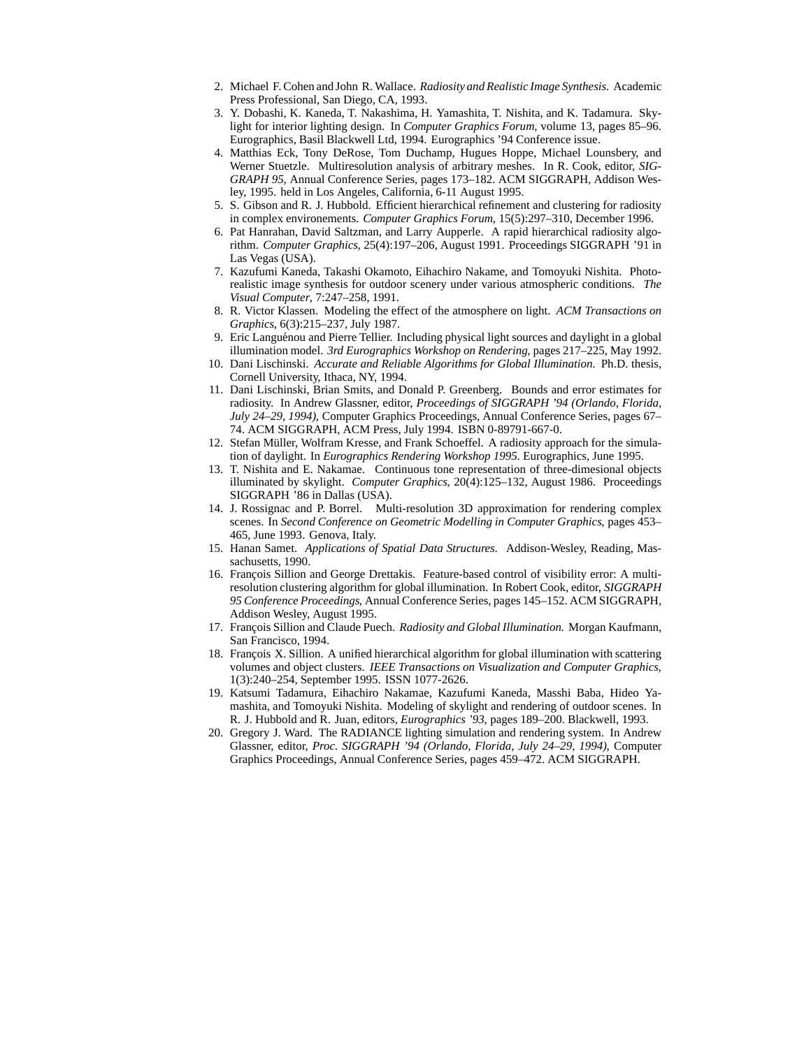2. Michael F. Cohen and John R. Wallace. *Radiosity and Realistic Image Synthesis*. Academic Press Professional, San Diego, CA, 1993.
3. Y. Dobashi, K. Kaneda, T. Nakashima, H. Yamashita, T. Nishita, and K. Tadamura. Skylight for interior lighting design. In *Computer Graphics Forum*, volume 13, pages 85–96. Eurographics, Basil Blackwell Ltd, 1994. Eurographics '94 Conference issue.
4. Matthias Eck, Tony DeRose, Tom Duchamp, Hugues Hoppe, Michael Lounsbery, and Werner Stuetzle. Multiresolution analysis of arbitrary meshes. In R. Cook, editor, *SIGGRAPH 95*, Annual Conference Series, pages 173–182. ACM SIGGRAPH, Addison Wesley, 1995. held in Los Angeles, California, 6-11 August 1995.
5. S. Gibson and R. J. Hubbold. Efficient hierarchical refinement and clustering for radiosity in complex environements. *Computer Graphics Forum*, 15(5):297–310, December 1996.
6. Pat Hanrahan, David Saltzman, and Larry Aupperle. A rapid hierarchical radiosity algorithm. *Computer Graphics*, 25(4):197–206, August 1991. Proceedings SIGGRAPH '91 in Las Vegas (USA).
7. Kazufumi Kaneda, Takashi Okamoto, Eihachiro Nakame, and Tomoyuki Nishita. Photorealistic image synthesis for outdoor scenery under various atmospheric conditions. *The Visual Computer*, 7:247–258, 1991.
8. R. Victor Klassen. Modeling the effect of the atmosphere on light. *ACM Transactions on Graphics*, 6(3):215–237, July 1987.
9. Eric Languénou and Pierre Tellier. Including physical light sources and daylight in a global illumination model. *3rd Eurographics Workshop on Rendering*, pages 217–225, May 1992.
10. Dani Lischinski. *Accurate and Reliable Algorithms for Global Illumination*. Ph.D. thesis, Cornell University, Ithaca, NY, 1994.
11. Dani Lischinski, Brian Smits, and Donald P. Greenberg. Bounds and error estimates for radiosity. In Andrew Glassner, editor, *Proceedings of SIGGRAPH '94 (Orlando, Florida, July 24–29, 1994)*, Computer Graphics Proceedings, Annual Conference Series, pages 67–74. ACM SIGGRAPH, ACM Press, July 1994. ISBN 0-89791-667-0.
12. Stefan Müller, Wolfram Kresse, and Frank Schoeffel. A radiosity approach for the simulation of daylight. In *Eurographics Rendering Workshop 1995*. Eurographics, June 1995.
13. T. Nishita and E. Nakamae. Continuous tone representation of three-dimesional objects illuminated by skylight. *Computer Graphics*, 20(4):125–132, August 1986. Proceedings SIGGRAPH '86 in Dallas (USA).
14. J. Rossignac and P. Borrel. Multi-resolution 3D approximation for rendering complex scenes. In *Second Conference on Geometric Modelling in Computer Graphics*, pages 453–465, June 1993. Genova, Italy.
15. Hanan Samet. *Applications of Spatial Data Structures*. Addison-Wesley, Reading, Massachusetts, 1990.
16. François Sillion and George Drettakis. Feature-based control of visibility error: A multi-resolution clustering algorithm for global illumination. In Robert Cook, editor, *SIGGRAPH 95 Conference Proceedings*, Annual Conference Series, pages 145–152. ACM SIGGRAPH, Addison Wesley, August 1995.
17. François Sillion and Claude Puech. *Radiosity and Global Illumination*. Morgan Kaufmann, San Francisco, 1994.
18. François X. Sillion. A unified hierarchical algorithm for global illumination with scattering volumes and object clusters. *IEEE Transactions on Visualization and Computer Graphics*, 1(3):240–254, September 1995. ISSN 1077-2626.
19. Katsumi Tadamura, Eihachiro Nakamae, Kazufumi Kaneda, Masshi Baba, Hideo Yamashita, and Tomoyuki Nishita. Modeling of skylight and rendering of outdoor scenes. In R. J. Hubbold and R. Juan, editors, *Eurographics '93*, pages 189–200. Blackwell, 1993.
20. Gregory J. Ward. The RADIANCE lighting simulation and rendering system. In Andrew Glassner, editor, *Proc. SIGGRAPH '94 (Orlando, Florida, July 24–29, 1994)*, Computer Graphics Proceedings, Annual Conference Series, pages 459–472. ACM SIGGRAPH.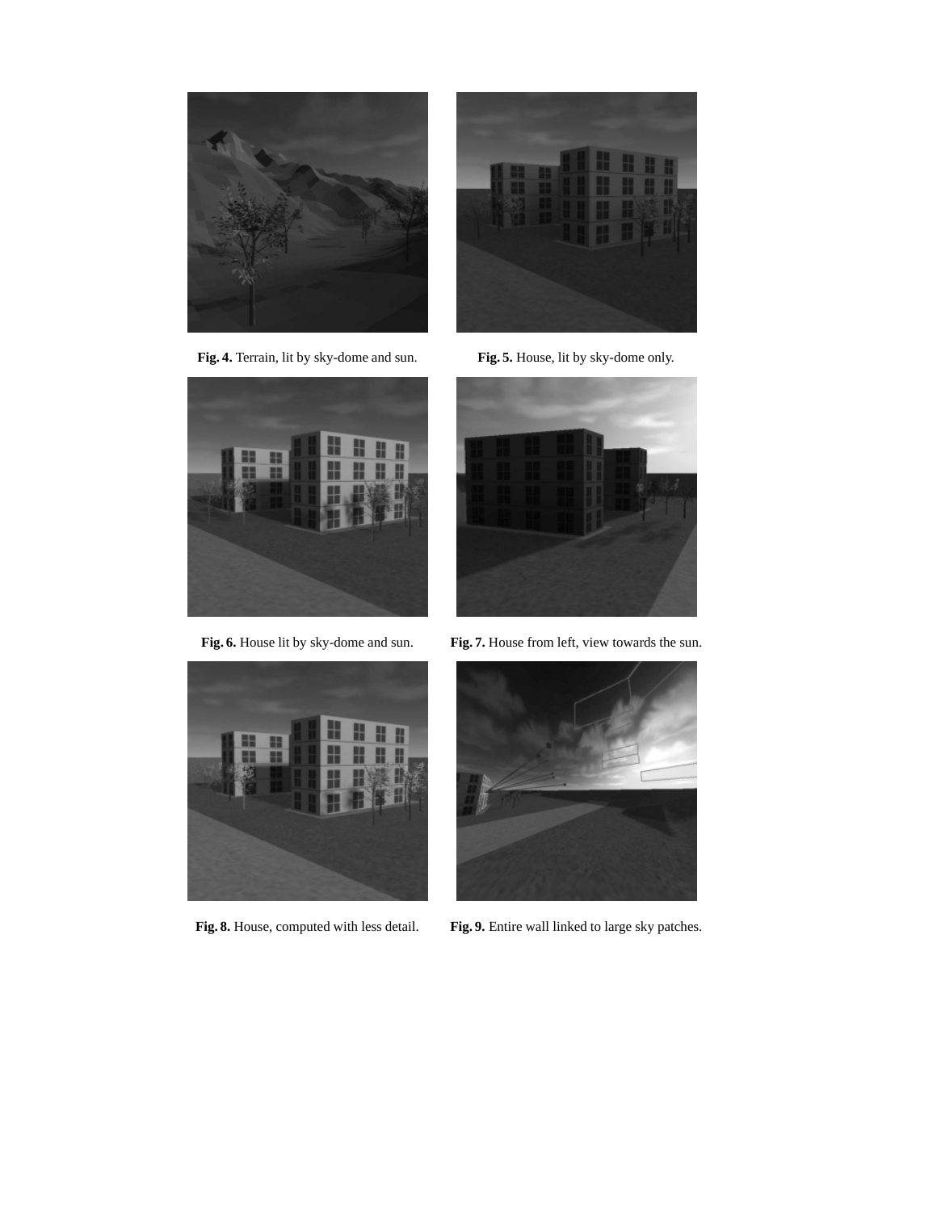**Fig. 4.** Terrain, lit by sky-dome and sun.

**Fig. 5.** House, lit by sky-dome only.

**Fig. 6.** House lit by sky-dome and sun.

**Fig. 7.** House from left, view towards the sun.

**Fig. 8.** House, computed with less detail.

**Fig. 9.** Entire wall linked to large sky patches.